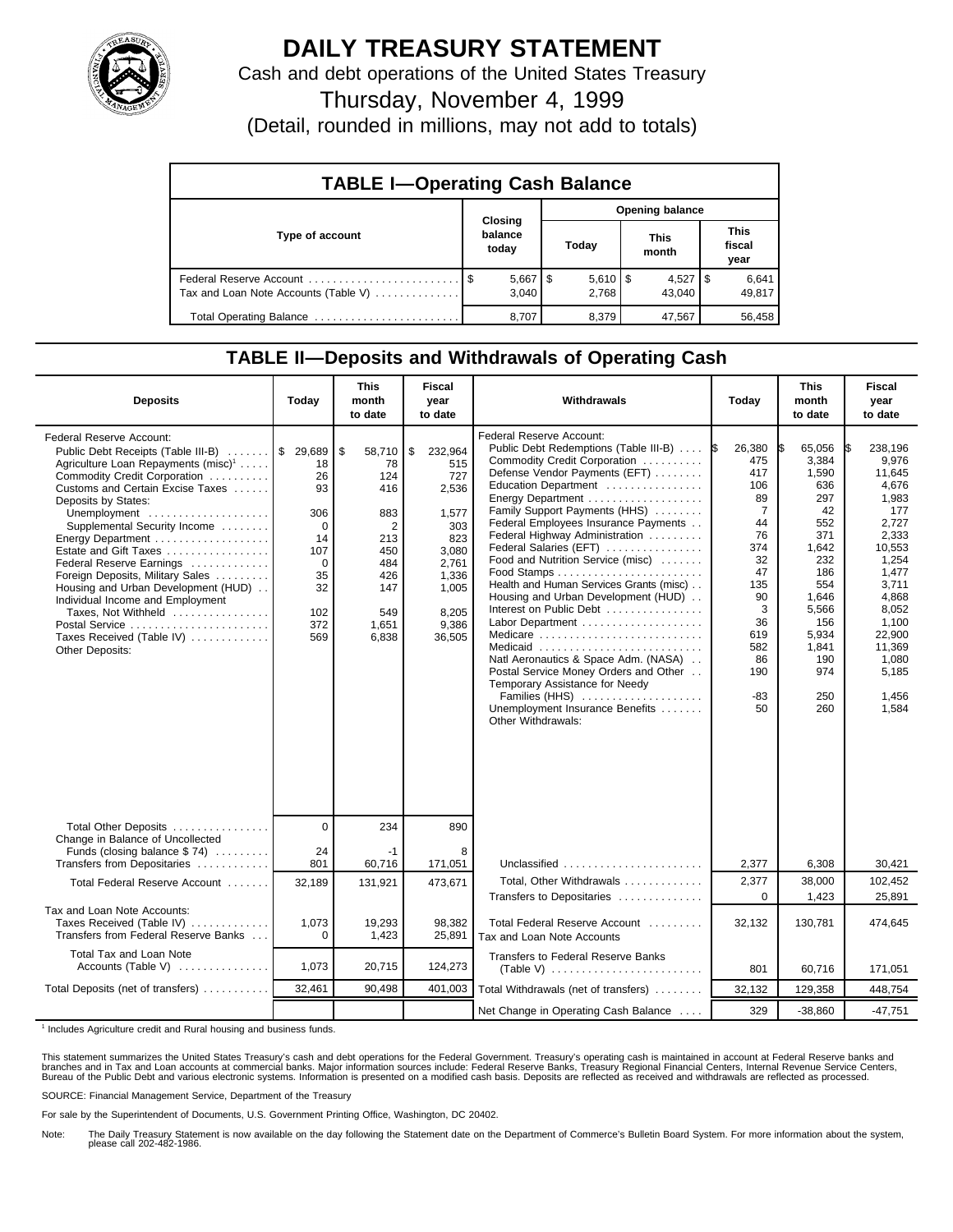# DAILY TREASURY STATEMENT

Cash and debt operations of the United States Treasury

Thursday, November 4, 1999

(Detail, rounded in millions, may not add to totals)

## TABLE I—Operating Cash Balance

| Type of account | Closing balance today | Opening balance Today | Opening balance This month | Opening balance This fiscal year |
|---|---|---|---|---|
| Federal Reserve Account | $ 5,667 | $ 5,610 | $ 4,527 | $ 6,641 |
| Tax and Loan Note Accounts (Table V) | 3,040 | 2,768 | 43,040 | 49,817 |
| Total Operating Balance | 8,707 | 8,379 | 47,567 | 56,458 |

## TABLE II—Deposits and Withdrawals of Operating Cash

| Deposits | Today | This month to date | Fiscal year to date |
|---|---|---|---|
| Federal Reserve Account: | | | |
| Public Debt Receipts (Table III-B) | $ 29,689 | $ 58,710 | $ 232,964 |
| Agriculture Loan Repayments (misc)[1] | 18 | 78 | 515 |
| Commodity Credit Corporation | 26 | 124 | 727 |
| Customs and Certain Excise Taxes | 93 | 416 | 2,536 |
| Deposits by States: | | | |
| Unemployment | 306 | 883 | 1,577 |
| Supplemental Security Income | 0 | 2 | 303 |
| Energy Department | 14 | 213 | 823 |
| Estate and Gift Taxes | 107 | 450 | 3,080 |
| Federal Reserve Earnings | 0 | 484 | 2,761 |
| Foreign Deposits, Military Sales | 35 | 426 | 1,336 |
| Housing and Urban Development (HUD) | 32 | 147 | 1,005 |
| Individual Income and Employment Taxes, Not Withheld | 102 | 549 | 8,205 |
| Postal Service | 372 | 1,651 | 9,386 |
| Taxes Received (Table IV) | 569 | 6,838 | 36,505 |
| Other Deposits: | | | |
| Total Other Deposits | 0 | 234 | 890 |
| Change in Balance of Uncollected Funds (closing balance $ 74) | 24 | -1 | 8 |
| Transfers from Depositaries | 801 | 60,716 | 171,051 |
| Total Federal Reserve Account | 32,189 | 131,921 | 473,671 |
| Tax and Loan Note Accounts: | | | |
| Taxes Received (Table IV) | 1,073 | 19,293 | 98,382 |
| Transfers from Federal Reserve Banks | 0 | 1,423 | 25,891 |
| Total Tax and Loan Note Accounts (Table V) | 1,073 | 20,715 | 124,273 |
| Total Deposits (net of transfers) | 32,461 | 90,498 | 401,003 |

| Withdrawals | Today | This month to date | Fiscal year to date |
|---|---|---|---|
| Federal Reserve Account: | | | |
| Public Debt Redemptions (Table III-B) | $ 26,380 | $ 65,056 | $ 238,196 |
| Commodity Credit Corporation | 475 | 3,384 | 9,976 |
| Defense Vendor Payments (EFT) | 417 | 1,590 | 11,645 |
| Education Department | 106 | 636 | 4,676 |
| Energy Department | 89 | 297 | 1,983 |
| Family Support Payments (HHS) | 7 | 42 | 177 |
| Federal Employees Insurance Payments | 44 | 552 | 2,727 |
| Federal Highway Administration | 76 | 371 | 2,333 |
| Federal Salaries (EFT) | 374 | 1,642 | 10,553 |
| Food and Nutrition Service (misc) | 32 | 232 | 1,254 |
| Food Stamps | 47 | 186 | 1,477 |
| Health and Human Services Grants (misc) | 135 | 554 | 3,711 |
| Housing and Urban Development (HUD) | 90 | 1,646 | 4,868 |
| Interest on Public Debt | 3 | 5,566 | 8,052 |
| Labor Department | 36 | 156 | 1,100 |
| Medicare | 619 | 5,934 | 22,900 |
| Medicaid | 582 | 1,841 | 11,369 |
| Natl Aeronautics & Space Adm. (NASA) | 86 | 190 | 1,080 |
| Postal Service Money Orders and Other | 190 | 974 | 5,185 |
| Temporary Assistance for Needy Families (HHS) | -83 | 250 | 1,456 |
| Unemployment Insurance Benefits | 50 | 260 | 1,584 |
| Other Withdrawals: | | | |
| Unclassified | 2,377 | 6,308 | 30,421 |
| Total, Other Withdrawals | 2,377 | 38,000 | 102,452 |
| Transfers to Depositaries | 0 | 1,423 | 25,891 |
| Total Federal Reserve Account | 32,132 | 130,781 | 474,645 |
| Tax and Loan Note Accounts | | | |
| Transfers to Federal Reserve Banks (Table V) | 801 | 60,716 | 171,051 |
| Total Withdrawals (net of transfers) | 32,132 | 129,358 | 448,754 |
| Net Change in Operating Cash Balance | 329 | -38,860 | -47,751 |

[1] Includes Agriculture credit and Rural housing and business funds.

This statement summarizes the United States Treasury's cash and debt operations for the Federal Government. Treasury's operating cash is maintained in account at Federal Reserve banks and branches and in Tax and Loan accounts at commercial banks. Major information sources include: Federal Reserve Banks, Treasury Regional Financial Centers, Internal Revenue Service Centers, Bureau of the Public Debt and various electronic systems. Information is presented on a modified cash basis. Deposits are reflected as received and withdrawals are reflected as processed.

SOURCE: Financial Management Service, Department of the Treasury

For sale by the Superintendent of Documents, U.S. Government Printing Office, Washington, DC 20402.

Note: The Daily Treasury Statement is now available on the day following the Statement date on the Department of Commerce's Bulletin Board System. For more information about the system, please call 202-482-1986.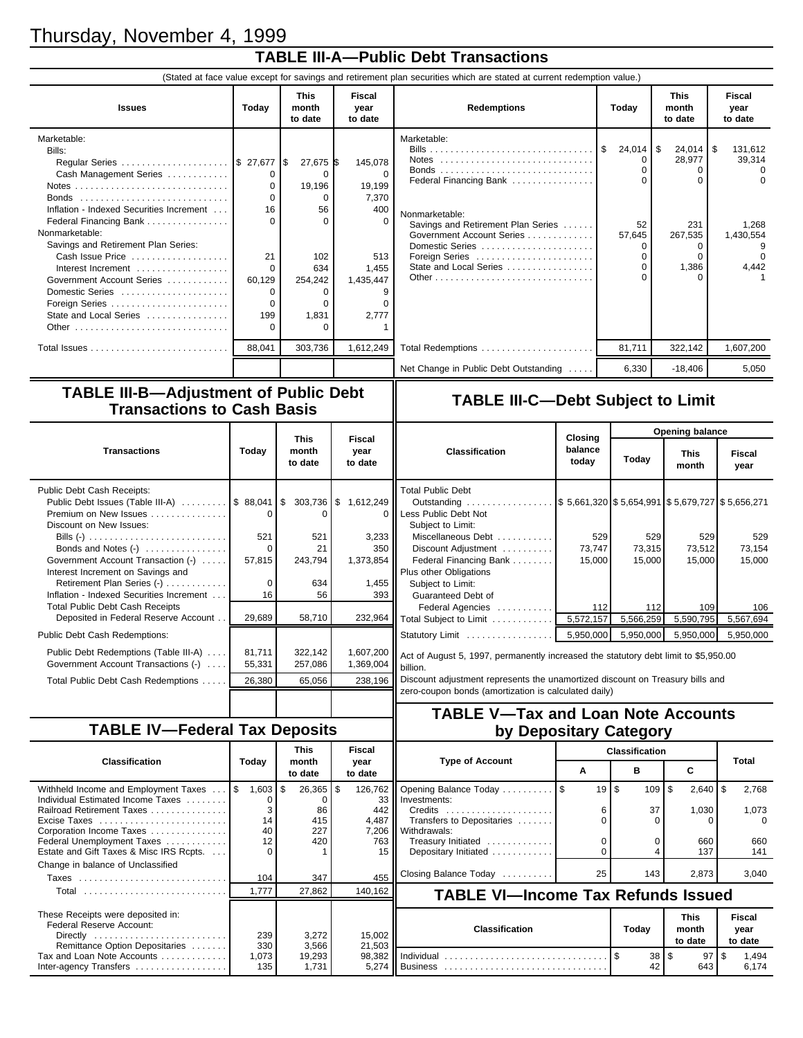Thursday, November 4, 1999

## TABLE III-A—Public Debt Transactions

(Stated at face value except for savings and retirement plan securities which are stated at current redemption value.)

| Issues | Today | This month to date | Fiscal year to date |
|---|---|---|---|
| Marketable: | | | |
| Bills: | | | |
| Regular Series | $ 27,677 | $ 27,675 | $ 145,078 |
| Cash Management Series | 0 | 0 | 0 |
| Notes | 0 | 19,196 | 19,199 |
| Bonds | 0 | 0 | 7,370 |
| Inflation - Indexed Securities Increment | 16 | 56 | 400 |
| Federal Financing Bank | 0 | 0 | 0 |
| Nonmarketable: | | | |
| Savings and Retirement Plan Series: | | | |
| Cash Issue Price | 21 | 102 | 513 |
| Interest Increment | 0 | 634 | 1,455 |
| Government Account Series | 60,129 | 254,242 | 1,435,447 |
| Domestic Series | 0 | 0 | 9 |
| Foreign Series | 0 | 0 | 0 |
| State and Local Series | 199 | 1,831 | 2,777 |
| Other | 0 | 0 | 1 |
| Total Issues | 88,041 | 303,736 | 1,612,249 |

| Redemptions | Today | This month to date | Fiscal year to date |
|---|---|---|---|
| Marketable: | | | |
| Bills | $ 24,014 | $ 24,014 | $ 131,612 |
| Notes | 0 | 28,977 | 39,314 |
| Bonds | 0 | 0 | 0 |
| Federal Financing Bank | 0 | 0 | 0 |
| Nonmarketable: | | | |
| Savings and Retirement Plan Series | 52 | 231 | 1,268 |
| Government Account Series | 57,645 | 267,535 | 1,430,554 |
| Domestic Series | 0 | 0 | 9 |
| Foreign Series | 0 | 0 | 0 |
| State and Local Series | 0 | 1,386 | 4,442 |
| Other | 0 | 0 | 1 |
| Total Redemptions | 81,711 | 322,142 | 1,607,200 |
| Net Change in Public Debt Outstanding | 6,330 | -18,406 | 5,050 |

## TABLE III-B—Adjustment of Public Debt Transactions to Cash Basis

| Transactions | Today | This month to date | Fiscal year to date |
|---|---|---|---|
| Public Debt Cash Receipts: | | | |
| Public Debt Issues (Table III-A) | $ 88,041 | $ 303,736 | $ 1,612,249 |
| Premium on New Issues | 0 | 0 | 0 |
| Discount on New Issues: | | | |
| Bills (-) | 521 | 521 | 3,233 |
| Bonds and Notes (-) | 0 | 21 | 350 |
| Government Account Transaction (-) | 57,815 | 243,794 | 1,373,854 |
| Interest Increment on Savings and Retirement Plan Series (-) | 0 | 634 | 1,455 |
| Inflation - Indexed Securities Increment | 16 | 56 | 393 |
| Total Public Debt Cash Receipts Deposited in Federal Reserve Account | 29,689 | 58,710 | 232,964 |
| Public Debt Cash Redemptions: | | | |
| Public Debt Redemptions (Table III-A) | 81,711 | 322,142 | 1,607,200 |
| Government Account Transactions (-) | 55,331 | 257,086 | 1,369,004 |
| Total Public Debt Cash Redemptions | 26,380 | 65,056 | 238,196 |

## TABLE III-C—Debt Subject to Limit

| Classification | Closing balance today | Opening balance | | |
|---|---|---|---|---|
| | | Today | This month | Fiscal year |
| Total Public Debt Outstanding | $ 5,661,320 | $ 5,654,991 | $ 5,679,727 | $ 5,656,271 |
| Less Public Debt Not Subject to Limit: | | | | |
| Miscellaneous Debt | 529 | 529 | 529 | 529 |
| Discount Adjustment | 73,747 | 73,315 | 73,512 | 73,154 |
| Federal Financing Bank | 15,000 | 15,000 | 15,000 | 15,000 |
| Plus other Obligations Subject to Limit: | | | | |
| Guaranteed Debt of Federal Agencies | 112 | 112 | 109 | 106 |
| Total Subject to Limit | 5,572,157 | 5,566,259 | 5,590,795 | 5,567,694 |
| Statutory Limit | 5,950,000 | 5,950,000 | 5,950,000 | 5,950,000 |

Act of August 5, 1997, permanently increased the statutory debt limit to $5,950.00 billion.

Discount adjustment represents the unamortized discount on Treasury bills and zero-coupon bonds (amortization is calculated daily)

## TABLE IV—Federal Tax Deposits

| Classification | Today | This month to date | Fiscal year to date |
|---|---|---|---|
| Withheld Income and Employment Taxes | $ 1,603 | $ 26,365 | $ 126,762 |
| Individual Estimated Income Taxes | 0 | 0 | 33 |
| Railroad Retirement Taxes | 3 | 86 | 442 |
| Excise Taxes | 14 | 415 | 4,487 |
| Corporation Income Taxes | 40 | 227 | 7,206 |
| Federal Unemployment Taxes | 12 | 420 | 763 |
| Estate and Gift Taxes & Misc IRS Rcpts. | 0 | 1 | 15 |
| Change in balance of Unclassified Taxes | 104 | 347 | 455 |
| Total | 1,777 | 27,862 | 140,162 |
| These Receipts were deposited in: | | | |
| Federal Reserve Account: | | | |
| Directly | 239 | 3,272 | 15,002 |
| Remittance Option Depositaries | 330 | 3,566 | 21,503 |
| Tax and Loan Note Accounts | 1,073 | 19,293 | 98,382 |
| Inter-agency Transfers | 135 | 1,731 | 5,274 |

## TABLE V—Tax and Loan Note Accounts by Depositary Category

| Type of Account | Classification | | | Total |
|---|---|---|---|---|
| | A | B | C | |
| Opening Balance Today | $ 19 | $ 109 | $ 2,640 | $ 2,768 |
| Investments: | | | | |
| Credits | 6 | 37 | 1,030 | 1,073 |
| Transfers to Depositaries | 0 | 0 | 0 | 0 |
| Withdrawals: | | | | |
| Treasury Initiated | 0 | 0 | 660 | 660 |
| Depositary Initiated | 0 | 4 | 137 | 141 |
| Closing Balance Today | 25 | 143 | 2,873 | 3,040 |

## TABLE VI—Income Tax Refunds Issued

| Classification | Today | This month to date | Fiscal year to date |
|---|---|---|---|
| Individual | $ 38 | $ 97 | $ 1,494 |
| Business | 42 | 643 | 6,174 |